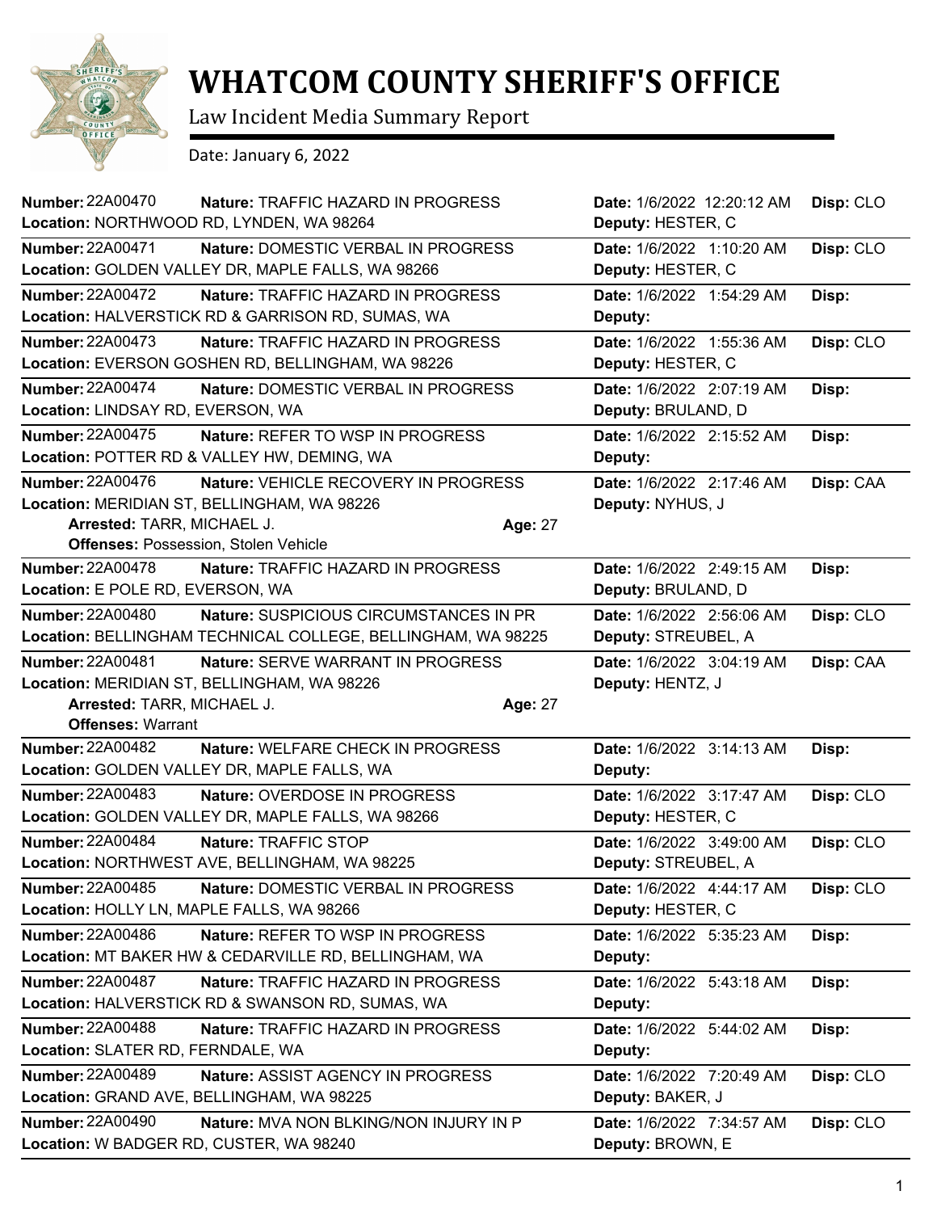# WHATCOM COUNTY SHERIFF'S OFFICE

Law Incident Media Summary Report

Date: January 6, 2022

---

**Number:** 22A00470 **Nature:** TRAFFIC HAZARD IN PROGRESS **Date:** 1/6/2022 12:20:12 AM **Disp:** CLO
**Location:** NORTHWOOD RD, LYNDEN, WA 98264 **Deputy:** HESTER, C

---

**Number:** 22A00471 **Nature:** DOMESTIC VERBAL IN PROGRESS **Date:** 1/6/2022 1:10:20 AM **Disp:** CLO
**Location:** GOLDEN VALLEY DR, MAPLE FALLS, WA 98266 **Deputy:** HESTER, C

---

**Number:** 22A00472 **Nature:** TRAFFIC HAZARD IN PROGRESS **Date:** 1/6/2022 1:54:29 AM **Disp:**
**Location:** HALVERSTICK RD & GARRISON RD, SUMAS, WA **Deputy:**

---

**Number:** 22A00473 **Nature:** TRAFFIC HAZARD IN PROGRESS **Date:** 1/6/2022 1:55:36 AM **Disp:** CLO
**Location:** EVERSON GOSHEN RD, BELLINGHAM, WA 98226 **Deputy:** HESTER, C

---

**Number:** 22A00474 **Nature:** DOMESTIC VERBAL IN PROGRESS **Date:** 1/6/2022 2:07:19 AM **Disp:**
**Location:** LINDSAY RD, EVERSON, WA **Deputy:** BRULAND, D

---

**Number:** 22A00475 **Nature:** REFER TO WSP IN PROGRESS **Date:** 1/6/2022 2:15:52 AM **Disp:**
**Location:** POTTER RD & VALLEY HW, DEMING, WA **Deputy:**

---

**Number:** 22A00476 **Nature:** VEHICLE RECOVERY IN PROGRESS **Date:** 1/6/2022 2:17:46 AM **Disp:** CAA
**Location:** MERIDIAN ST, BELLINGHAM, WA 98226 **Deputy:** NYHUS, J
**Arrested:** TARR, MICHAEL J. **Age:** 27
**Offenses:** Possession, Stolen Vehicle

---

**Number:** 22A00478 **Nature:** TRAFFIC HAZARD IN PROGRESS **Date:** 1/6/2022 2:49:15 AM **Disp:**
**Location:** E POLE RD, EVERSON, WA **Deputy:** BRULAND, D

---

**Number:** 22A00480 **Nature:** SUSPICIOUS CIRCUMSTANCES IN PR **Date:** 1/6/2022 2:56:06 AM **Disp:** CLO
**Location:** BELLINGHAM TECHNICAL COLLEGE, BELLINGHAM, WA 98225 **Deputy:** STREUBEL, A

---

**Number:** 22A00481 **Nature:** SERVE WARRANT IN PROGRESS **Date:** 1/6/2022 3:04:19 AM **Disp:** CAA
**Location:** MERIDIAN ST, BELLINGHAM, WA 98226 **Deputy:** HENTZ, J
**Arrested:** TARR, MICHAEL J. **Age:** 27
**Offenses:** Warrant

---

**Number:** 22A00482 **Nature:** WELFARE CHECK IN PROGRESS **Date:** 1/6/2022 3:14:13 AM **Disp:**
**Location:** GOLDEN VALLEY DR, MAPLE FALLS, WA **Deputy:**

---

**Number:** 22A00483 **Nature:** OVERDOSE IN PROGRESS **Date:** 1/6/2022 3:17:47 AM **Disp:** CLO
**Location:** GOLDEN VALLEY DR, MAPLE FALLS, WA 98266 **Deputy:** HESTER, C

---

**Number:** 22A00484 **Nature:** TRAFFIC STOP **Date:** 1/6/2022 3:49:00 AM **Disp:** CLO
**Location:** NORTHWEST AVE, BELLINGHAM, WA 98225 **Deputy:** STREUBEL, A

---

**Number:** 22A00485 **Nature:** DOMESTIC VERBAL IN PROGRESS **Date:** 1/6/2022 4:44:17 AM **Disp:** CLO
**Location:** HOLLY LN, MAPLE FALLS, WA 98266 **Deputy:** HESTER, C

---

**Number:** 22A00486 **Nature:** REFER TO WSP IN PROGRESS **Date:** 1/6/2022 5:35:23 AM **Disp:**
**Location:** MT BAKER HW & CEDARVILLE RD, BELLINGHAM, WA **Deputy:**

---

**Number:** 22A00487 **Nature:** TRAFFIC HAZARD IN PROGRESS **Date:** 1/6/2022 5:43:18 AM **Disp:**
**Location:** HALVERSTICK RD & SWANSON RD, SUMAS, WA **Deputy:**

---

**Number:** 22A00488 **Nature:** TRAFFIC HAZARD IN PROGRESS **Date:** 1/6/2022 5:44:02 AM **Disp:**
**Location:** SLATER RD, FERNDALE, WA **Deputy:**

---

**Number:** 22A00489 **Nature:** ASSIST AGENCY IN PROGRESS **Date:** 1/6/2022 7:20:49 AM **Disp:** CLO
**Location:** GRAND AVE, BELLINGHAM, WA 98225 **Deputy:** BAKER, J

---

**Number:** 22A00490 **Nature:** MVA NON BLKING/NON INJURY IN P **Date:** 1/6/2022 7:34:57 AM **Disp:** CLO
**Location:** W BADGER RD, CUSTER, WA 98240 **Deputy:** BROWN, E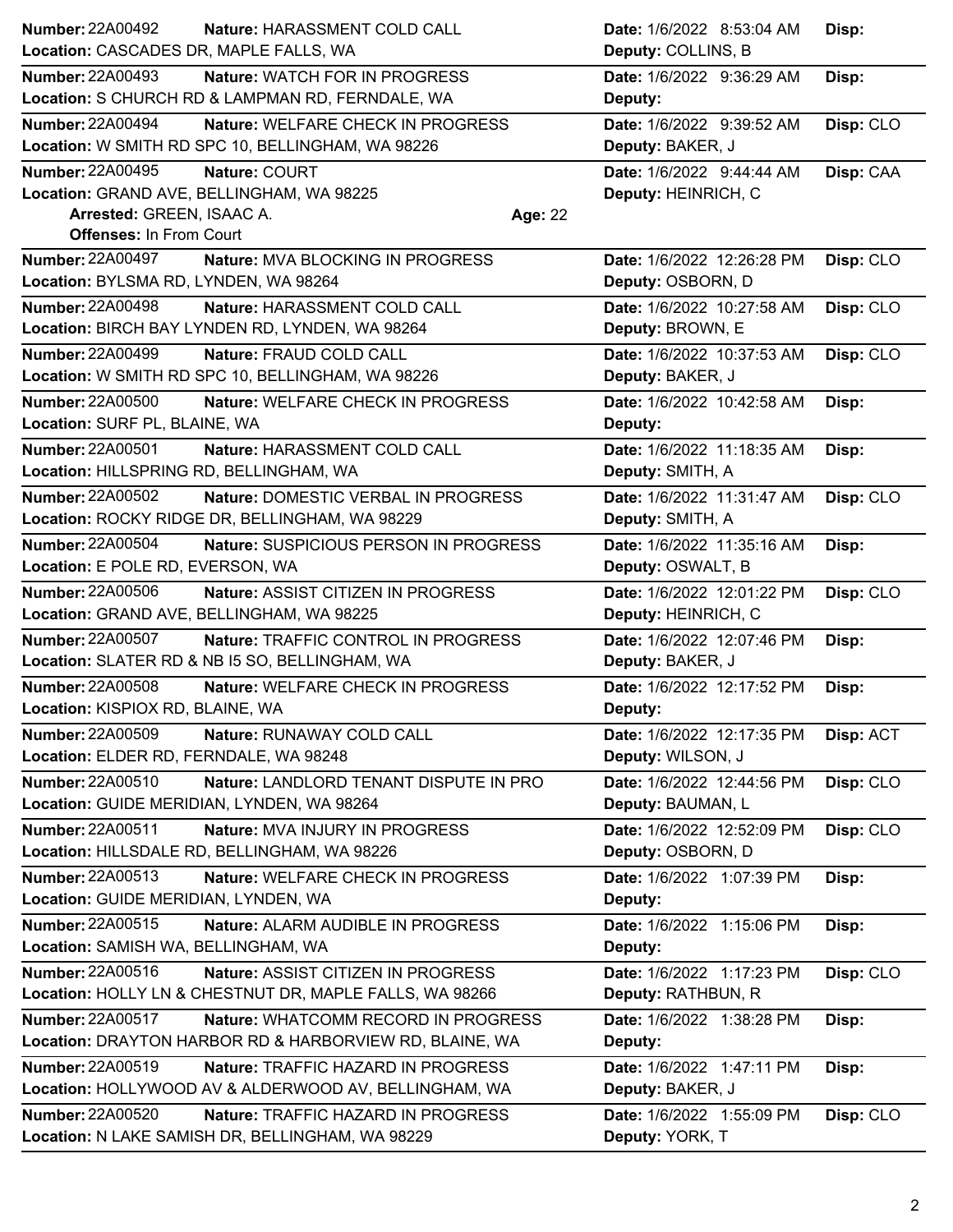**Number:** 22A00492 **Nature:** HARASSMENT COLD CALL **Date:** 1/6/2022 8:53:04 AM **Disp:**
**Location:** CASCADES DR, MAPLE FALLS, WA **Deputy:** COLLINS, B

---

**Number:** 22A00493 **Nature:** WATCH FOR IN PROGRESS **Date:** 1/6/2022 9:36:29 AM **Disp:**
**Location:** S CHURCH RD & LAMPMAN RD, FERNDALE, WA **Deputy:**

---

**Number:** 22A00494 **Nature:** WELFARE CHECK IN PROGRESS **Date:** 1/6/2022 9:39:52 AM **Disp:** CLO
**Location:** W SMITH RD SPC 10, BELLINGHAM, WA 98226 **Deputy:** BAKER, J

---

**Number:** 22A00495 **Nature:** COURT **Date:** 1/6/2022 9:44:44 AM **Disp:** CAA
**Location:** GRAND AVE, BELLINGHAM, WA 98225 **Deputy:** HEINRICH, C
**Arrested:** GREEN, ISAAC A. **Age:** 22
**Offenses:** In From Court

---

**Number:** 22A00497 **Nature:** MVA BLOCKING IN PROGRESS **Date:** 1/6/2022 12:26:28 PM **Disp:** CLO
**Location:** BYLSMA RD, LYNDEN, WA 98264 **Deputy:** OSBORN, D

---

**Number:** 22A00498 **Nature:** HARASSMENT COLD CALL **Date:** 1/6/2022 10:27:58 AM **Disp:** CLO
**Location:** BIRCH BAY LYNDEN RD, LYNDEN, WA 98264 **Deputy:** BROWN, E

---

**Number:** 22A00499 **Nature:** FRAUD COLD CALL **Date:** 1/6/2022 10:37:53 AM **Disp:** CLO
**Location:** W SMITH RD SPC 10, BELLINGHAM, WA 98226 **Deputy:** BAKER, J

---

**Number:** 22A00500 **Nature:** WELFARE CHECK IN PROGRESS **Date:** 1/6/2022 10:42:58 AM **Disp:**
**Location:** SURF PL, BLAINE, WA **Deputy:**

---

**Number:** 22A00501 **Nature:** HARASSMENT COLD CALL **Date:** 1/6/2022 11:18:35 AM **Disp:**
**Location:** HILLSPRING RD, BELLINGHAM, WA **Deputy:** SMITH, A

---

**Number:** 22A00502 **Nature:** DOMESTIC VERBAL IN PROGRESS **Date:** 1/6/2022 11:31:47 AM **Disp:** CLO
**Location:** ROCKY RIDGE DR, BELLINGHAM, WA 98229 **Deputy:** SMITH, A

---

**Number:** 22A00504 **Nature:** SUSPICIOUS PERSON IN PROGRESS **Date:** 1/6/2022 11:35:16 AM **Disp:**
**Location:** E POLE RD, EVERSON, WA **Deputy:** OSWALT, B

---

**Number:** 22A00506 **Nature:** ASSIST CITIZEN IN PROGRESS **Date:** 1/6/2022 12:01:22 PM **Disp:** CLO
**Location:** GRAND AVE, BELLINGHAM, WA 98225 **Deputy:** HEINRICH, C

---

**Number:** 22A00507 **Nature:** TRAFFIC CONTROL IN PROGRESS **Date:** 1/6/2022 12:07:46 PM **Disp:**
**Location:** SLATER RD & NB I5 SO, BELLINGHAM, WA **Deputy:** BAKER, J

---

**Number:** 22A00508 **Nature:** WELFARE CHECK IN PROGRESS **Date:** 1/6/2022 12:17:52 PM **Disp:**
**Location:** KISPIOX RD, BLAINE, WA **Deputy:**

---

**Number:** 22A00509 **Nature:** RUNAWAY COLD CALL **Date:** 1/6/2022 12:17:35 PM **Disp:** ACT
**Location:** ELDER RD, FERNDALE, WA 98248 **Deputy:** WILSON, J

---

**Number:** 22A00510 **Nature:** LANDLORD TENANT DISPUTE IN PRO **Date:** 1/6/2022 12:44:56 PM **Disp:** CLO
**Location:** GUIDE MERIDIAN, LYNDEN, WA 98264 **Deputy:** BAUMAN, L

---

**Number:** 22A00511 **Nature:** MVA INJURY IN PROGRESS **Date:** 1/6/2022 12:52:09 PM **Disp:** CLO
**Location:** HILLSDALE RD, BELLINGHAM, WA 98226 **Deputy:** OSBORN, D

---

**Number:** 22A00513 **Nature:** WELFARE CHECK IN PROGRESS **Date:** 1/6/2022 1:07:39 PM **Disp:**
**Location:** GUIDE MERIDIAN, LYNDEN, WA **Deputy:**

---

**Number:** 22A00515 **Nature:** ALARM AUDIBLE IN PROGRESS **Date:** 1/6/2022 1:15:06 PM **Disp:**
**Location:** SAMISH WA, BELLINGHAM, WA **Deputy:**

---

**Number:** 22A00516 **Nature:** ASSIST CITIZEN IN PROGRESS **Date:** 1/6/2022 1:17:23 PM **Disp:** CLO
**Location:** HOLLY LN & CHESTNUT DR, MAPLE FALLS, WA 98266 **Deputy:** RATHBUN, R

---

**Number:** 22A00517 **Nature:** WHATCOMM RECORD IN PROGRESS **Date:** 1/6/2022 1:38:28 PM **Disp:**
**Location:** DRAYTON HARBOR RD & HARBORVIEW RD, BLAINE, WA **Deputy:**

---

**Number:** 22A00519 **Nature:** TRAFFIC HAZARD IN PROGRESS **Date:** 1/6/2022 1:47:11 PM **Disp:**
**Location:** HOLLYWOOD AV & ALDERWOOD AV, BELLINGHAM, WA **Deputy:** BAKER, J

---

**Number:** 22A00520 **Nature:** TRAFFIC HAZARD IN PROGRESS **Date:** 1/6/2022 1:55:09 PM **Disp:** CLO
**Location:** N LAKE SAMISH DR, BELLINGHAM, WA 98229 **Deputy:** YORK, T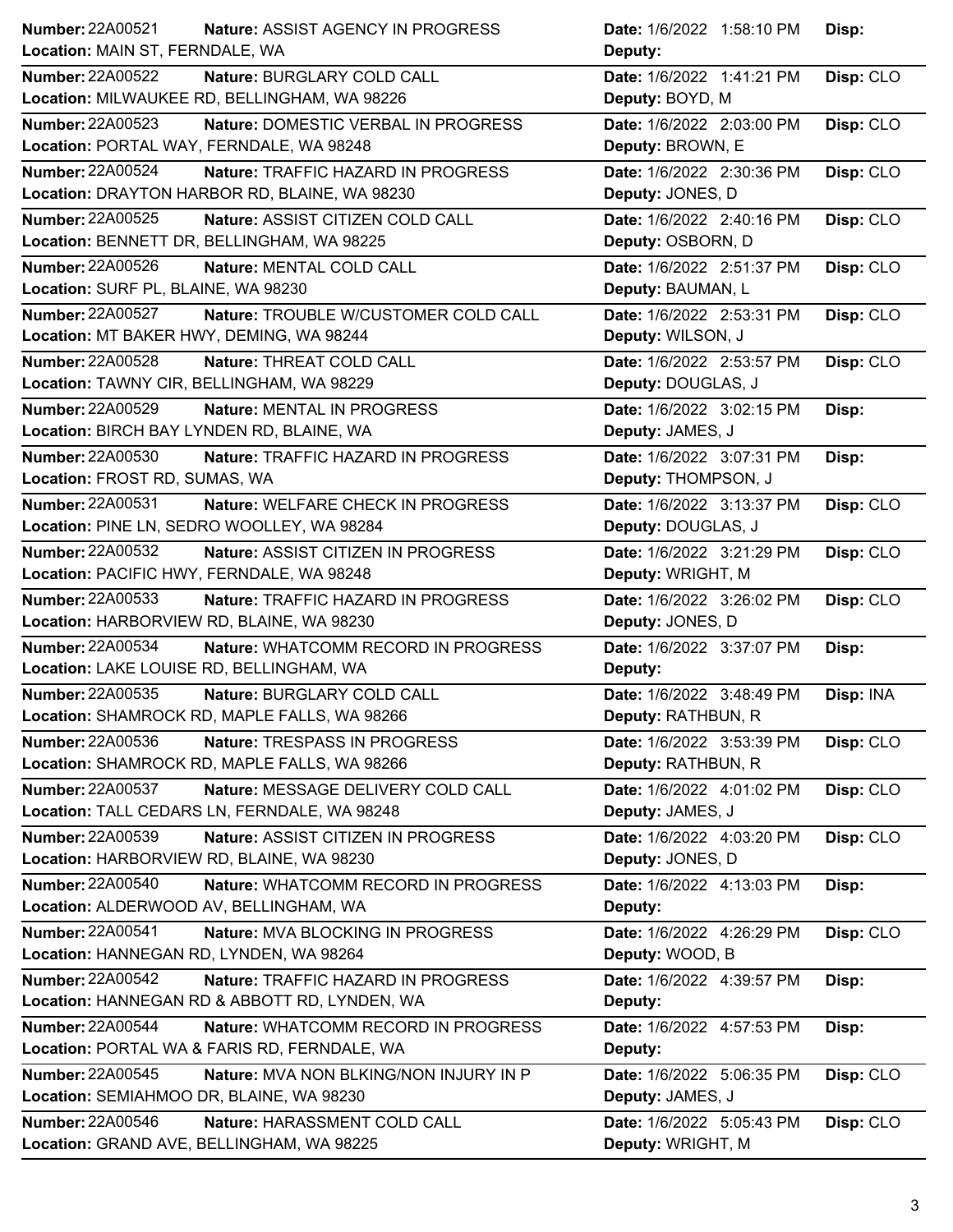| Number | Nature | Location | Date | Deputy | Disp |
|---|---|---|---|---|---|
| 22A00521 | ASSIST AGENCY IN PROGRESS | MAIN ST, FERNDALE, WA | 1/6/2022 1:58:10 PM | | |
| 22A00522 | BURGLARY COLD CALL | MILWAUKEE RD, BELLINGHAM, WA 98226 | 1/6/2022 1:41:21 PM | BOYD, M | CLO |
| 22A00523 | DOMESTIC VERBAL IN PROGRESS | PORTAL WAY, FERNDALE, WA 98248 | 1/6/2022 2:03:00 PM | BROWN, E | CLO |
| 22A00524 | TRAFFIC HAZARD IN PROGRESS | DRAYTON HARBOR RD, BLAINE, WA 98230 | 1/6/2022 2:30:36 PM | JONES, D | CLO |
| 22A00525 | ASSIST CITIZEN COLD CALL | BENNETT DR, BELLINGHAM, WA 98225 | 1/6/2022 2:40:16 PM | OSBORN, D | CLO |
| 22A00526 | MENTAL COLD CALL | SURF PL, BLAINE, WA 98230 | 1/6/2022 2:51:37 PM | BAUMAN, L | CLO |
| 22A00527 | TROUBLE W/CUSTOMER COLD CALL | MT BAKER HWY, DEMING, WA 98244 | 1/6/2022 2:53:31 PM | WILSON, J | CLO |
| 22A00528 | THREAT COLD CALL | TAWNY CIR, BELLINGHAM, WA 98229 | 1/6/2022 2:53:57 PM | DOUGLAS, J | CLO |
| 22A00529 | MENTAL IN PROGRESS | BIRCH BAY LYNDEN RD, BLAINE, WA | 1/6/2022 3:02:15 PM | JAMES, J | |
| 22A00530 | TRAFFIC HAZARD IN PROGRESS | FROST RD, SUMAS, WA | 1/6/2022 3:07:31 PM | THOMPSON, J | |
| 22A00531 | WELFARE CHECK IN PROGRESS | PINE LN, SEDRO WOOLLEY, WA 98284 | 1/6/2022 3:13:37 PM | DOUGLAS, J | CLO |
| 22A00532 | ASSIST CITIZEN IN PROGRESS | PACIFIC HWY, FERNDALE, WA 98248 | 1/6/2022 3:21:29 PM | WRIGHT, M | CLO |
| 22A00533 | TRAFFIC HAZARD IN PROGRESS | HARBORVIEW RD, BLAINE, WA 98230 | 1/6/2022 3:26:02 PM | JONES, D | CLO |
| 22A00534 | WHATCOMM RECORD IN PROGRESS | LAKE LOUISE RD, BELLINGHAM, WA | 1/6/2022 3:37:07 PM | | |
| 22A00535 | BURGLARY COLD CALL | SHAMROCK RD, MAPLE FALLS, WA 98266 | 1/6/2022 3:48:49 PM | RATHBUN, R | INA |
| 22A00536 | TRESPASS IN PROGRESS | SHAMROCK RD, MAPLE FALLS, WA 98266 | 1/6/2022 3:53:39 PM | RATHBUN, R | CLO |
| 22A00537 | MESSAGE DELIVERY COLD CALL | TALL CEDARS LN, FERNDALE, WA 98248 | 1/6/2022 4:01:02 PM | JAMES, J | CLO |
| 22A00539 | ASSIST CITIZEN IN PROGRESS | HARBORVIEW RD, BLAINE, WA 98230 | 1/6/2022 4:03:20 PM | JONES, D | CLO |
| 22A00540 | WHATCOMM RECORD IN PROGRESS | ALDERWOOD AV, BELLINGHAM, WA | 1/6/2022 4:13:03 PM | | |
| 22A00541 | MVA BLOCKING IN PROGRESS | HANNEGAN RD, LYNDEN, WA 98264 | 1/6/2022 4:26:29 PM | WOOD, B | CLO |
| 22A00542 | TRAFFIC HAZARD IN PROGRESS | HANNEGAN RD & ABBOTT RD, LYNDEN, WA | 1/6/2022 4:39:57 PM | | |
| 22A00544 | WHATCOMM RECORD IN PROGRESS | PORTAL WA & FARIS RD, FERNDALE, WA | 1/6/2022 4:57:53 PM | | |
| 22A00545 | MVA NON BLKING/NON INJURY IN P | SEMIAHMOO DR, BLAINE, WA 98230 | 1/6/2022 5:06:35 PM | JAMES, J | CLO |
| 22A00546 | HARASSMENT COLD CALL | GRAND AVE, BELLINGHAM, WA 98225 | 1/6/2022 5:05:43 PM | WRIGHT, M | CLO |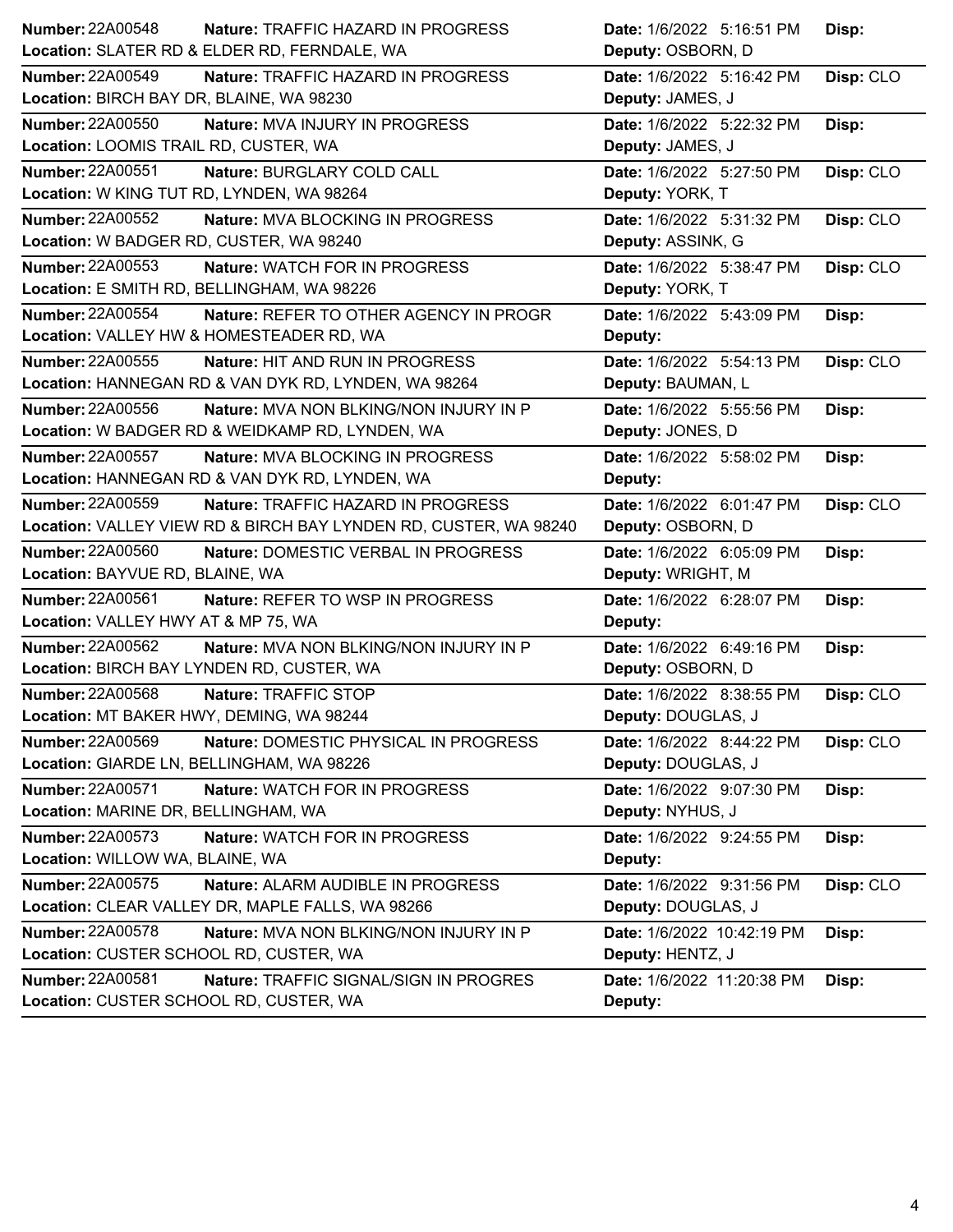**Number:** 22A00548 **Nature:** TRAFFIC HAZARD IN PROGRESS **Date:** 1/6/2022 5:16:51 PM **Disp:**
**Location:** SLATER RD & ELDER RD, FERNDALE, WA **Deputy:** OSBORN, D

**Number:** 22A00549 **Nature:** TRAFFIC HAZARD IN PROGRESS **Date:** 1/6/2022 5:16:42 PM **Disp:** CLO
**Location:** BIRCH BAY DR, BLAINE, WA 98230 **Deputy:** JAMES, J

**Number:** 22A00550 **Nature:** MVA INJURY IN PROGRESS **Date:** 1/6/2022 5:22:32 PM **Disp:**
**Location:** LOOMIS TRAIL RD, CUSTER, WA **Deputy:** JAMES, J

**Number:** 22A00551 **Nature:** BURGLARY COLD CALL **Date:** 1/6/2022 5:27:50 PM **Disp:** CLO
**Location:** W KING TUT RD, LYNDEN, WA 98264 **Deputy:** YORK, T

**Number:** 22A00552 **Nature:** MVA BLOCKING IN PROGRESS **Date:** 1/6/2022 5:31:32 PM **Disp:** CLO
**Location:** W BADGER RD, CUSTER, WA 98240 **Deputy:** ASSINK, G

**Number:** 22A00553 **Nature:** WATCH FOR IN PROGRESS **Date:** 1/6/2022 5:38:47 PM **Disp:** CLO
**Location:** E SMITH RD, BELLINGHAM, WA 98226 **Deputy:** YORK, T

**Number:** 22A00554 **Nature:** REFER TO OTHER AGENCY IN PROGR **Date:** 1/6/2022 5:43:09 PM **Disp:**
**Location:** VALLEY HW & HOMESTEADER RD, WA **Deputy:**

**Number:** 22A00555 **Nature:** HIT AND RUN IN PROGRESS **Date:** 1/6/2022 5:54:13 PM **Disp:** CLO
**Location:** HANNEGAN RD & VAN DYK RD, LYNDEN, WA 98264 **Deputy:** BAUMAN, L

**Number:** 22A00556 **Nature:** MVA NON BLKING/NON INJURY IN P **Date:** 1/6/2022 5:55:56 PM **Disp:**
**Location:** W BADGER RD & WEIDKAMP RD, LYNDEN, WA **Deputy:** JONES, D

**Number:** 22A00557 **Nature:** MVA BLOCKING IN PROGRESS **Date:** 1/6/2022 5:58:02 PM **Disp:**
**Location:** HANNEGAN RD & VAN DYK RD, LYNDEN, WA **Deputy:**

**Number:** 22A00559 **Nature:** TRAFFIC HAZARD IN PROGRESS **Date:** 1/6/2022 6:01:47 PM **Disp:** CLO
**Location:** VALLEY VIEW RD & BIRCH BAY LYNDEN RD, CUSTER, WA 98240 **Deputy:** OSBORN, D

**Number:** 22A00560 **Nature:** DOMESTIC VERBAL IN PROGRESS **Date:** 1/6/2022 6:05:09 PM **Disp:**
**Location:** BAYVUE RD, BLAINE, WA **Deputy:** WRIGHT, M

**Number:** 22A00561 **Nature:** REFER TO WSP IN PROGRESS **Date:** 1/6/2022 6:28:07 PM **Disp:**
**Location:** VALLEY HWY AT & MP 75, WA **Deputy:**

**Number:** 22A00562 **Nature:** MVA NON BLKING/NON INJURY IN P **Date:** 1/6/2022 6:49:16 PM **Disp:**
**Location:** BIRCH BAY LYNDEN RD, CUSTER, WA **Deputy:** OSBORN, D

**Number:** 22A00568 **Nature:** TRAFFIC STOP **Date:** 1/6/2022 8:38:55 PM **Disp:** CLO
**Location:** MT BAKER HWY, DEMING, WA 98244 **Deputy:** DOUGLAS, J

**Number:** 22A00569 **Nature:** DOMESTIC PHYSICAL IN PROGRESS **Date:** 1/6/2022 8:44:22 PM **Disp:** CLO
**Location:** GIARDE LN, BELLINGHAM, WA 98226 **Deputy:** DOUGLAS, J

**Number:** 22A00571 **Nature:** WATCH FOR IN PROGRESS **Date:** 1/6/2022 9:07:30 PM **Disp:**
**Location:** MARINE DR, BELLINGHAM, WA **Deputy:** NYHUS, J

**Number:** 22A00573 **Nature:** WATCH FOR IN PROGRESS **Date:** 1/6/2022 9:24:55 PM **Disp:**
**Location:** WILLOW WA, BLAINE, WA **Deputy:**

**Number:** 22A00575 **Nature:** ALARM AUDIBLE IN PROGRESS **Date:** 1/6/2022 9:31:56 PM **Disp:** CLO
**Location:** CLEAR VALLEY DR, MAPLE FALLS, WA 98266 **Deputy:** DOUGLAS, J

**Number:** 22A00578 **Nature:** MVA NON BLKING/NON INJURY IN P **Date:** 1/6/2022 10:42:19 PM **Disp:**
**Location:** CUSTER SCHOOL RD, CUSTER, WA **Deputy:** HENTZ, J

**Number:** 22A00581 **Nature:** TRAFFIC SIGNAL/SIGN IN PROGRES **Date:** 1/6/2022 11:20:38 PM **Disp:**
**Location:** CUSTER SCHOOL RD, CUSTER, WA **Deputy:**